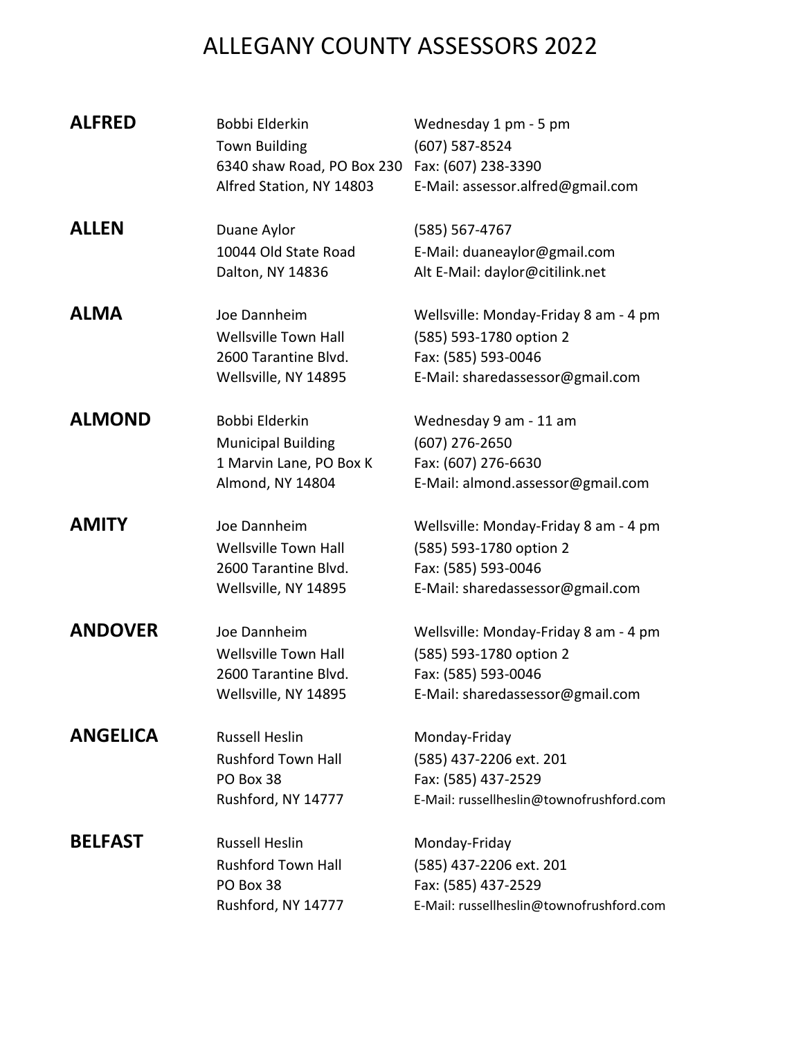# ALLEGANY COUNTY ASSESSORS 2022

| | | |
|---|---|---|
| **ALFRED** | Bobbi Elderkin<br>Town Building<br>6340 shaw Road, PO Box 230<br>Alfred Station, NY 14803 | Wednesday 1 pm - 5 pm<br>(607) 587-8524<br>Fax: (607) 238-3390<br>E-Mail: assessor.alfred@gmail.com |
| **ALLEN** | Duane Aylor<br>10044 Old State Road<br>Dalton, NY 14836 | (585) 567-4767<br>E-Mail: duaneaylor@gmail.com<br>Alt E-Mail: daylor@citilink.net |
| **ALMA** | Joe Dannheim<br>Wellsville Town Hall<br>2600 Tarantine Blvd.<br>Wellsville, NY 14895 | Wellsville: Monday-Friday 8 am - 4 pm<br>(585) 593-1780 option 2<br>Fax: (585) 593-0046<br>E-Mail: sharedassessor@gmail.com |
| **ALMOND** | Bobbi Elderkin<br>Municipal Building<br>1 Marvin Lane, PO Box K<br>Almond, NY 14804 | Wednesday 9 am - 11 am<br>(607) 276-2650<br>Fax: (607) 276-6630<br>E-Mail: almond.assessor@gmail.com |
| **AMITY** | Joe Dannheim<br>Wellsville Town Hall<br>2600 Tarantine Blvd.<br>Wellsville, NY 14895 | Wellsville: Monday-Friday 8 am - 4 pm<br>(585) 593-1780 option 2<br>Fax: (585) 593-0046<br>E-Mail: sharedassessor@gmail.com |
| **ANDOVER** | Joe Dannheim<br>Wellsville Town Hall<br>2600 Tarantine Blvd.<br>Wellsville, NY 14895 | Wellsville: Monday-Friday 8 am - 4 pm<br>(585) 593-1780 option 2<br>Fax: (585) 593-0046<br>E-Mail: sharedassessor@gmail.com |
| **ANGELICA** | Russell Heslin<br>Rushford Town Hall<br>PO Box 38<br>Rushford, NY 14777 | Monday-Friday<br>(585) 437-2206 ext. 201<br>Fax: (585) 437-2529<br>E-Mail: russellheslin@townofrushford.com |
| **BELFAST** | Russell Heslin<br>Rushford Town Hall<br>PO Box 38<br>Rushford, NY 14777 | Monday-Friday<br>(585) 437-2206 ext. 201<br>Fax: (585) 437-2529<br>E-Mail: russellheslin@townofrushford.com |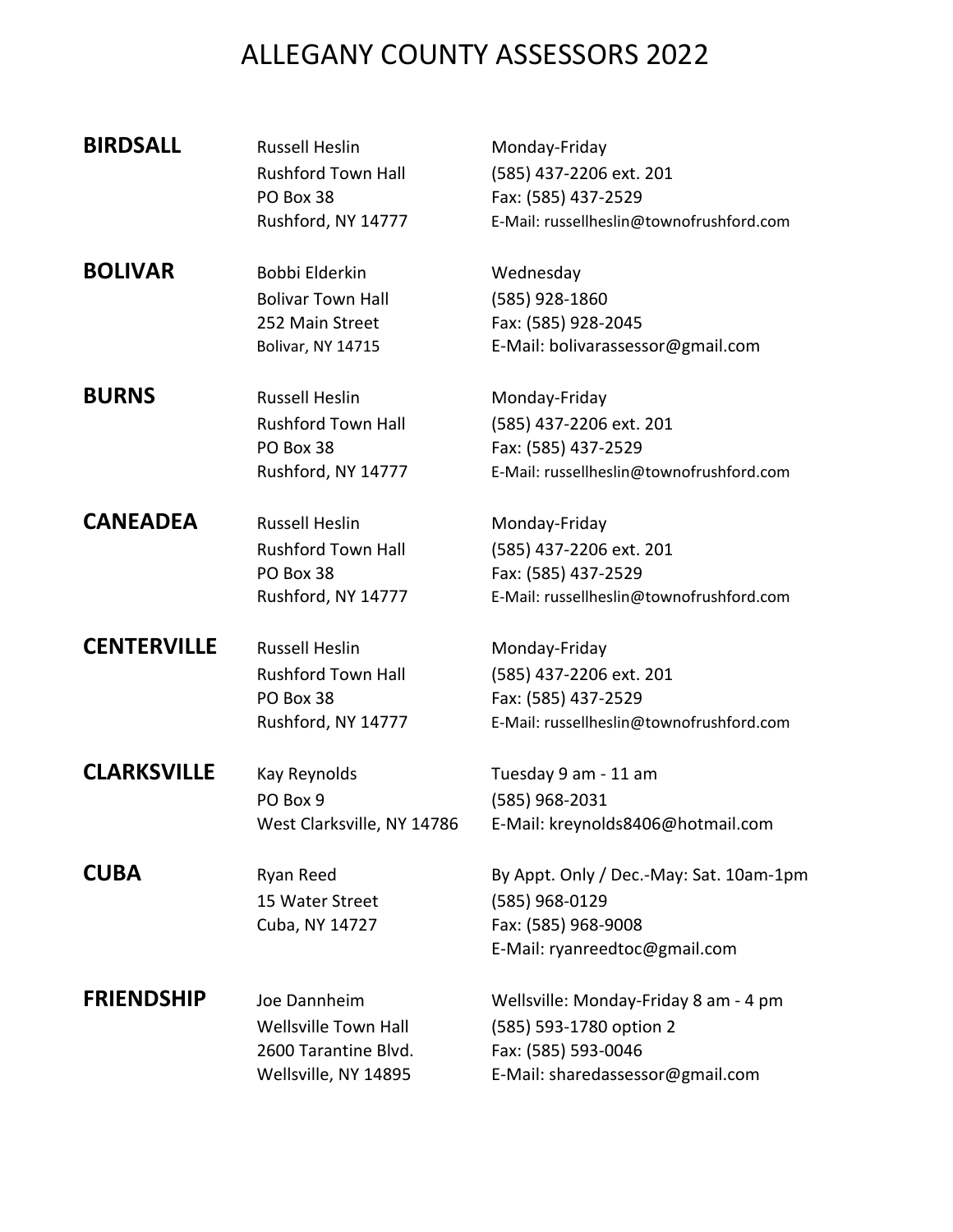# ALLEGANY COUNTY ASSESSORS 2022

**BIRDSALL**

Russell Heslin
Rushford Town Hall
PO Box 38
Rushford, NY 14777

Monday-Friday
(585) 437-2206 ext. 201
Fax: (585) 437-2529
E-Mail: russellheslin@townofrushford.com

**BOLIVAR**

Bobbi Elderkin
Bolivar Town Hall
252 Main Street
Bolivar, NY 14715

Wednesday
(585) 928-1860
Fax: (585) 928-2045
E-Mail: bolivarassessor@gmail.com

**BURNS**

Russell Heslin
Rushford Town Hall
PO Box 38
Rushford, NY 14777

Monday-Friday
(585) 437-2206 ext. 201
Fax: (585) 437-2529
E-Mail: russellheslin@townofrushford.com

**CANEADEA**

Russell Heslin
Rushford Town Hall
PO Box 38
Rushford, NY 14777

Monday-Friday
(585) 437-2206 ext. 201
Fax: (585) 437-2529
E-Mail: russellheslin@townofrushford.com

**CENTERVILLE**

Russell Heslin
Rushford Town Hall
PO Box 38
Rushford, NY 14777

Monday-Friday
(585) 437-2206 ext. 201
Fax: (585) 437-2529
E-Mail: russellheslin@townofrushford.com

**CLARKSVILLE**

Kay Reynolds
PO Box 9
West Clarksville, NY 14786

Tuesday 9 am - 11 am
(585) 968-2031
E-Mail: kreynolds8406@hotmail.com

**CUBA**

Ryan Reed
15 Water Street
Cuba, NY 14727

By Appt. Only / Dec.-May: Sat. 10am-1pm
(585) 968-0129
Fax: (585) 968-9008
E-Mail: ryanreedtoc@gmail.com

**FRIENDSHIP**

Joe Dannheim
Wellsville Town Hall
2600 Tarantine Blvd.
Wellsville, NY 14895

Wellsville: Monday-Friday 8 am - 4 pm
(585) 593-1780 option 2
Fax: (585) 593-0046
E-Mail: sharedassessor@gmail.com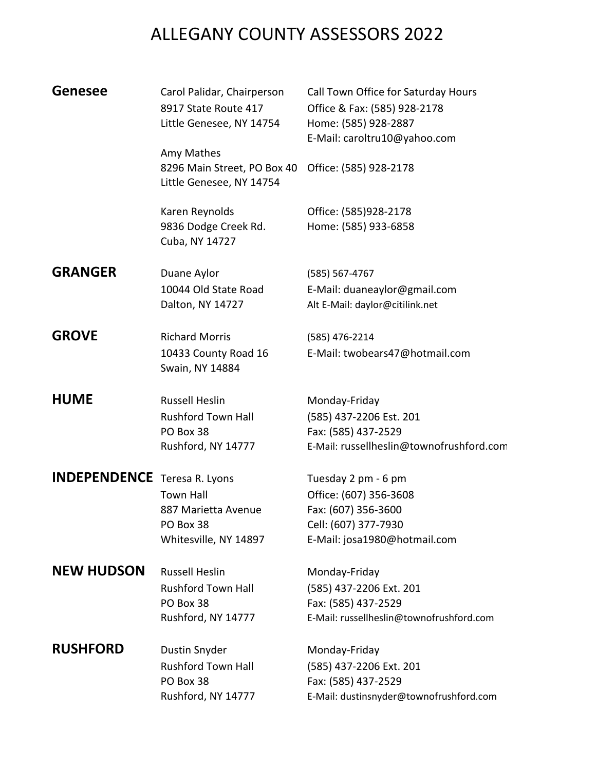# ALLEGANY COUNTY ASSESSORS 2022

| | | |
|---|---|---|
| **Genesee** | Carol Palidar, Chairperson<br>8917 State Route 417<br>Little Genesee, NY 14754 | Call Town Office for Saturday Hours<br>Office & Fax: (585) 928-2178<br>Home: (585) 928-2887<br>E-Mail: caroltru10@yahoo.com |
| | Amy Mathes<br>8296 Main Street, PO Box 40<br>Little Genesee, NY 14754 | Office: (585) 928-2178 |
| | Karen Reynolds<br>9836 Dodge Creek Rd.<br>Cuba, NY 14727 | Office: (585)928-2178<br>Home: (585) 933-6858 |
| **GRANGER** | Duane Aylor<br>10044 Old State Road<br>Dalton, NY 14727 | (585) 567-4767<br>E-Mail: duaneaylor@gmail.com<br>Alt E-Mail: daylor@citilink.net |
| **GROVE** | Richard Morris<br>10433 County Road 16<br>Swain, NY 14884 | (585) 476-2214<br>E-Mail: twobears47@hotmail.com |
| **HUME** | Russell Heslin<br>Rushford Town Hall<br>PO Box 38<br>Rushford, NY 14777 | Monday-Friday<br>(585) 437-2206 Est. 201<br>Fax: (585) 437-2529<br>E-Mail: russellheslin@townofrushford.com |
| **INDEPENDENCE** | Teresa R. Lyons<br>Town Hall<br>887 Marietta Avenue<br>PO Box 38<br>Whitesville, NY 14897 | Tuesday 2 pm - 6 pm<br>Office: (607) 356-3608<br>Fax: (607) 356-3600<br>Cell: (607) 377-7930<br>E-Mail: josa1980@hotmail.com |
| **NEW HUDSON** | Russell Heslin<br>Rushford Town Hall<br>PO Box 38<br>Rushford, NY 14777 | Monday-Friday<br>(585) 437-2206 Ext. 201<br>Fax: (585) 437-2529<br>E-Mail: russellheslin@townofrushford.com |
| **RUSHFORD** | Dustin Snyder<br>Rushford Town Hall<br>PO Box 38<br>Rushford, NY 14777 | Monday-Friday<br>(585) 437-2206 Ext. 201<br>Fax: (585) 437-2529<br>E-Mail: dustinsnyder@townofrushford.com |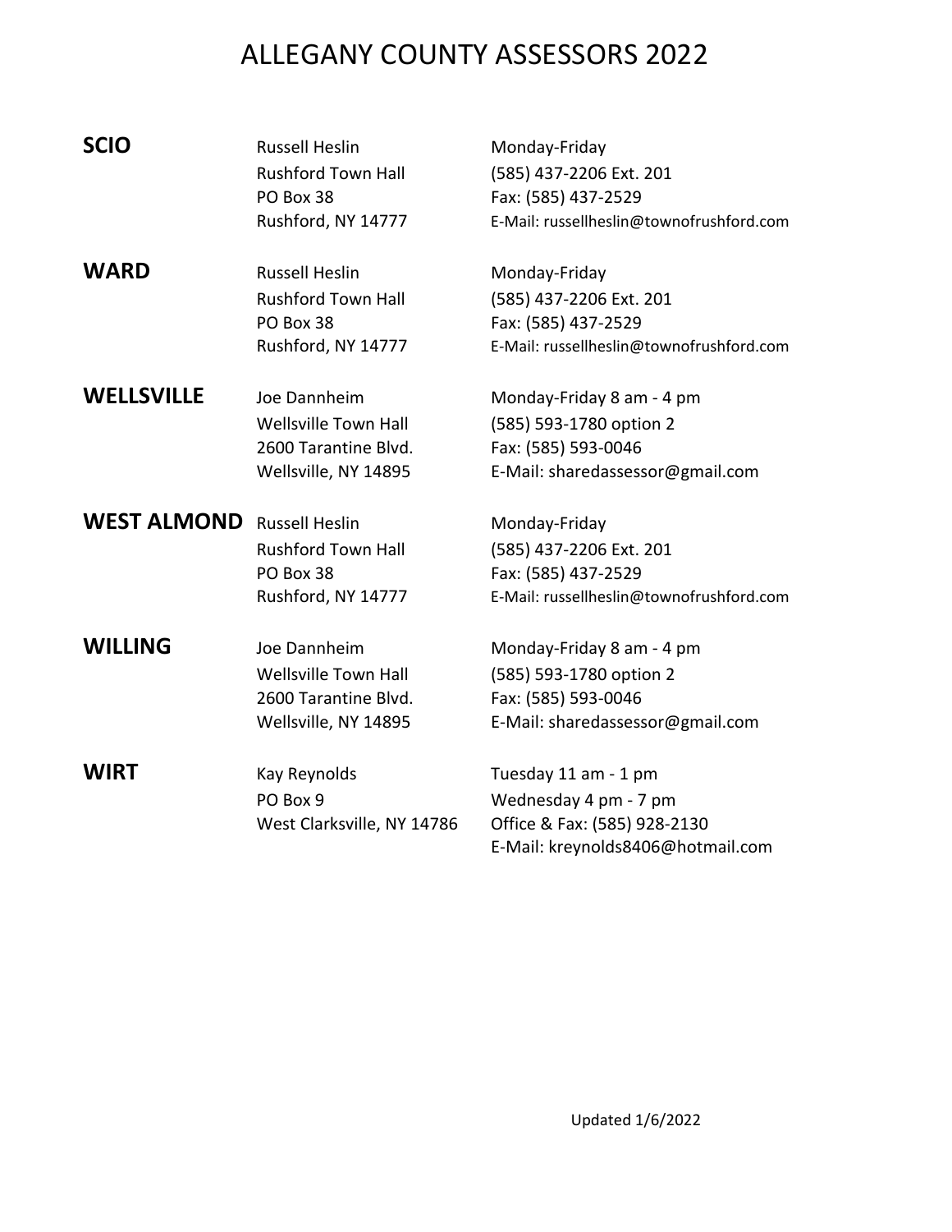# ALLEGANY COUNTY ASSESSORS 2022

| | | |
|---|---|---|
| **SCIO** | Russell Heslin<br>Rushford Town Hall<br>PO Box 38<br>Rushford, NY 14777 | Monday-Friday<br>(585) 437-2206 Ext. 201<br>Fax: (585) 437-2529<br>E-Mail: russellheslin@townofrushford.com |
| **WARD** | Russell Heslin<br>Rushford Town Hall<br>PO Box 38<br>Rushford, NY 14777 | Monday-Friday<br>(585) 437-2206 Ext. 201<br>Fax: (585) 437-2529<br>E-Mail: russellheslin@townofrushford.com |
| **WELLSVILLE** | Joe Dannheim<br>Wellsville Town Hall<br>2600 Tarantine Blvd.<br>Wellsville, NY 14895 | Monday-Friday 8 am - 4 pm<br>(585) 593-1780 option 2<br>Fax: (585) 593-0046<br>E-Mail: sharedassessor@gmail.com |
| **WEST ALMOND** | Russell Heslin<br>Rushford Town Hall<br>PO Box 38<br>Rushford, NY 14777 | Monday-Friday<br>(585) 437-2206 Ext. 201<br>Fax: (585) 437-2529<br>E-Mail: russellheslin@townofrushford.com |
| **WILLING** | Joe Dannheim<br>Wellsville Town Hall<br>2600 Tarantine Blvd.<br>Wellsville, NY 14895 | Monday-Friday 8 am - 4 pm<br>(585) 593-1780 option 2<br>Fax: (585) 593-0046<br>E-Mail: sharedassessor@gmail.com |
| **WIRT** | Kay Reynolds<br>PO Box 9<br>West Clarksville, NY 14786 | Tuesday 11 am - 1 pm<br>Wednesday 4 pm - 7 pm<br>Office & Fax: (585) 928-2130<br>E-Mail: kreynolds8406@hotmail.com |

Updated 1/6/2022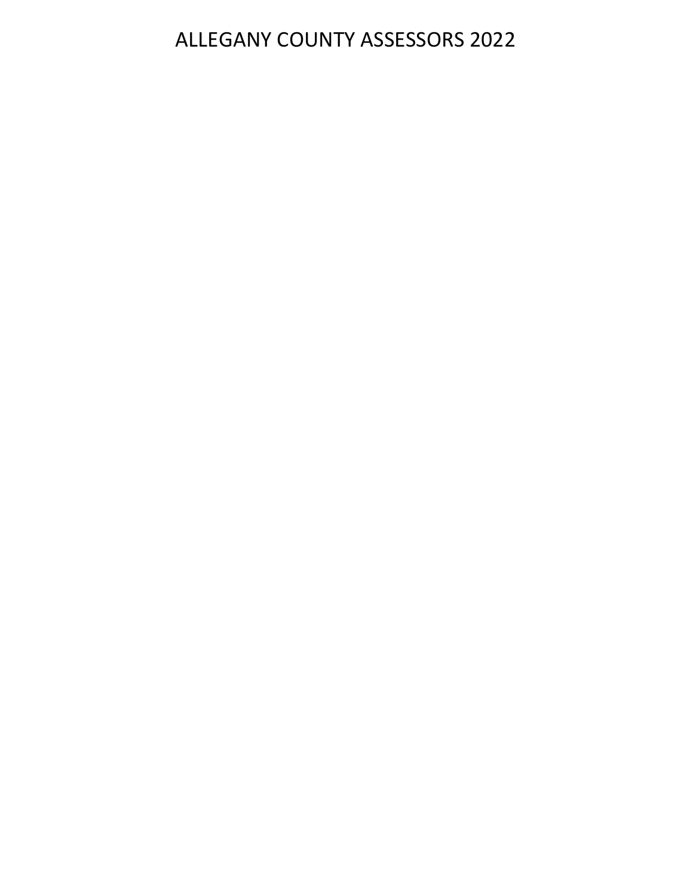# ALLEGANY COUNTY ASSESSORS 2022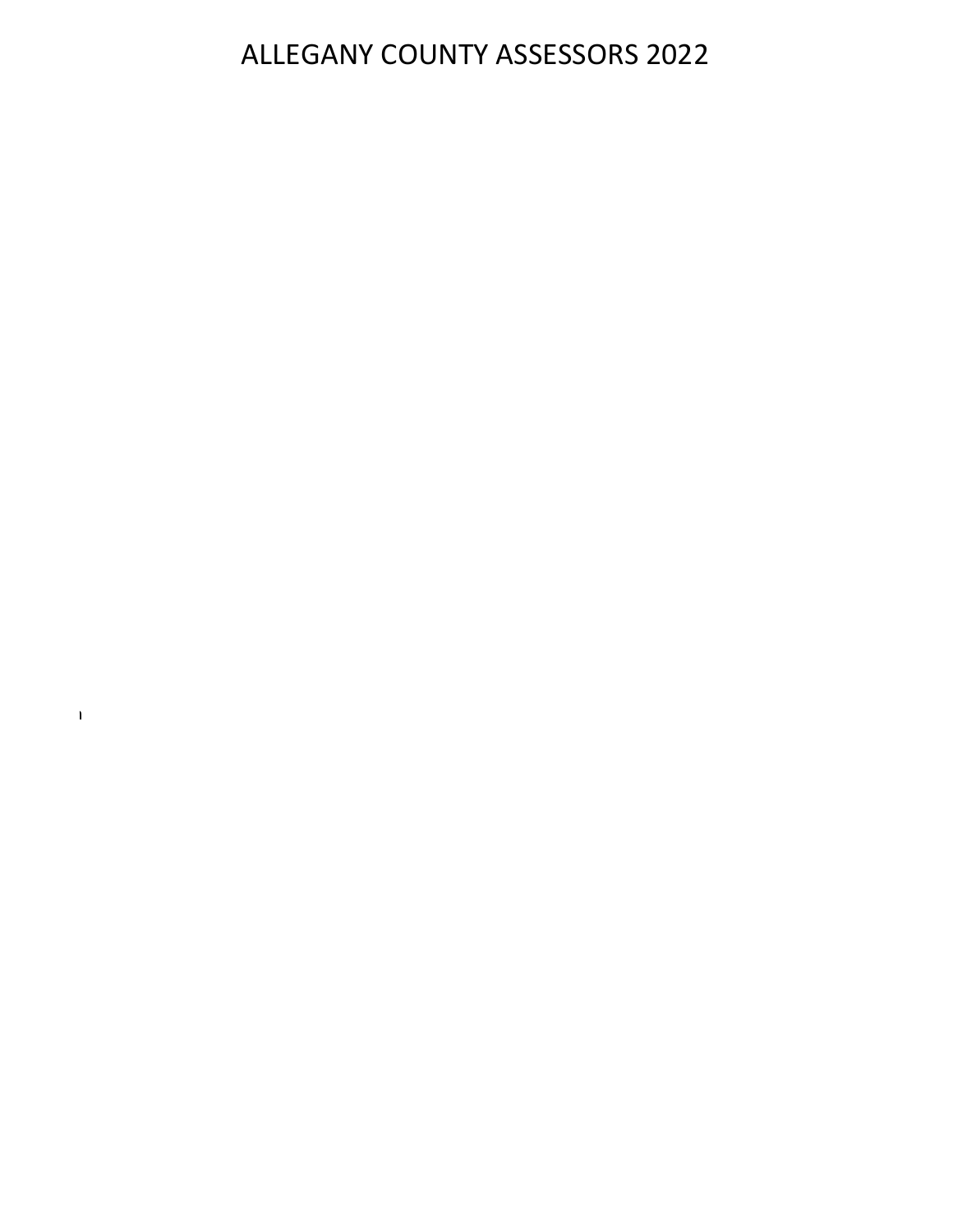# ALLEGANY COUNTY ASSESSORS 2022